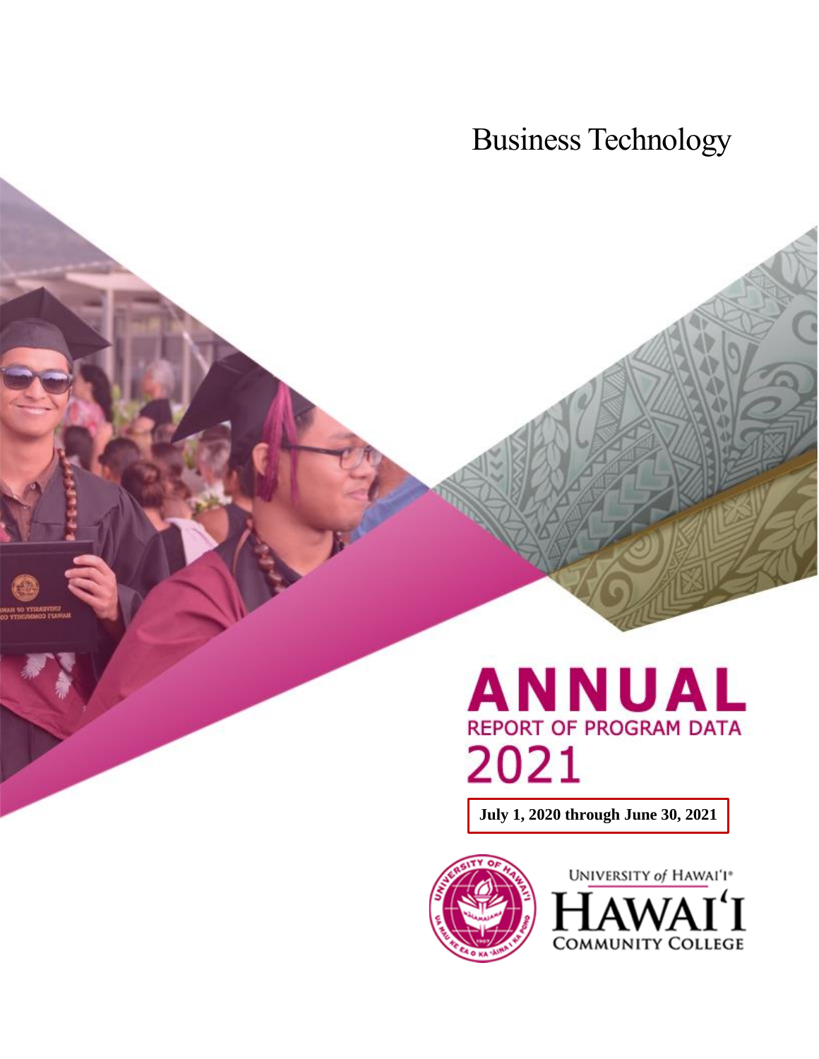# Business Technology

# ANNUAL

## REPORT OF PROGRAM DATA

## 2021

**July 1, 2020 through June 30, 2021**

UNIVERSITY of HAWAI'I®
HAWAI'I COMMUNITY COLLEGE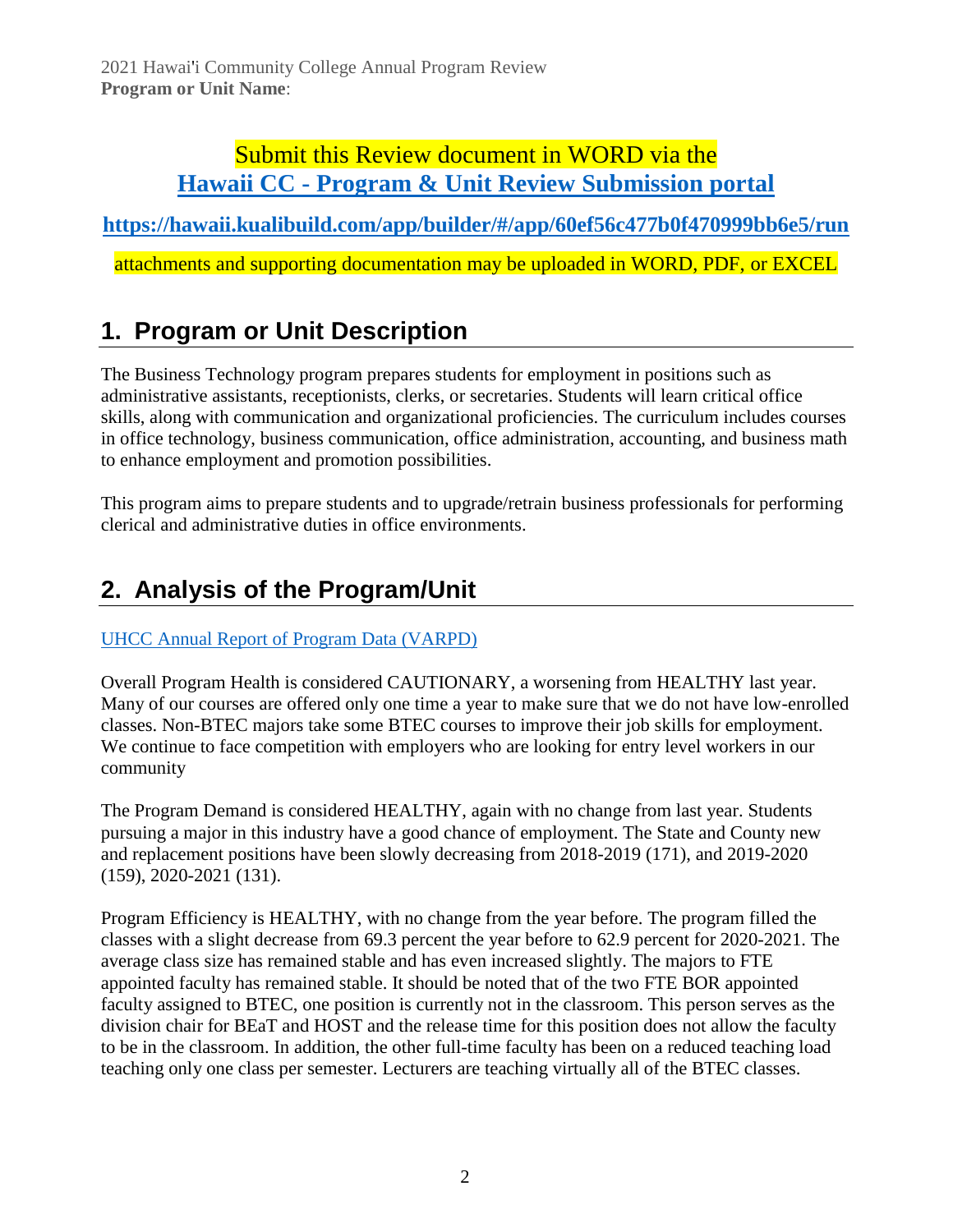2021 Hawaiʻi Community College Annual Program Review
**Program or Unit Name**:

Submit this Review document in WORD via the
**[Hawaii CC - Program & Unit Review Submission portal](https://hawaii.kualibuild.com/app/builder/#/app/60ef56c477b0f470999bb6e5/run)**

**https://hawaii.kualibuild.com/app/builder/#/app/60ef56c477b0f470999bb6e5/run**

attachments and supporting documentation may be uploaded in WORD, PDF, or EXCEL

## 1. Program or Unit Description

The Business Technology program prepares students for employment in positions such as administrative assistants, receptionists, clerks, or secretaries. Students will learn critical office skills, along with communication and organizational proficiencies. The curriculum includes courses in office technology, business communication, office administration, accounting, and business math to enhance employment and promotion possibilities.

This program aims to prepare students and to upgrade/retrain business professionals for performing clerical and administrative duties in office environments.

## 2. Analysis of the Program/Unit

UHCC Annual Report of Program Data (VARPD)

Overall Program Health is considered CAUTIONARY, a worsening from HEALTHY last year. Many of our courses are offered only one time a year to make sure that we do not have low-enrolled classes. Non-BTEC majors take some BTEC courses to improve their job skills for employment. We continue to face competition with employers who are looking for entry level workers in our community

The Program Demand is considered HEALTHY, again with no change from last year. Students pursuing a major in this industry have a good chance of employment. The State and County new and replacement positions have been slowly decreasing from 2018-2019 (171), and 2019-2020 (159), 2020-2021 (131).

Program Efficiency is HEALTHY, with no change from the year before. The program filled the classes with a slight decrease from 69.3 percent the year before to 62.9 percent for 2020-2021. The average class size has remained stable and has even increased slightly. The majors to FTE appointed faculty has remained stable. It should be noted that of the two FTE BOR appointed faculty assigned to BTEC, one position is currently not in the classroom. This person serves as the division chair for BEaT and HOST and the release time for this position does not allow the faculty to be in the classroom. In addition, the other full-time faculty has been on a reduced teaching load teaching only one class per semester. Lecturers are teaching virtually all of the BTEC classes.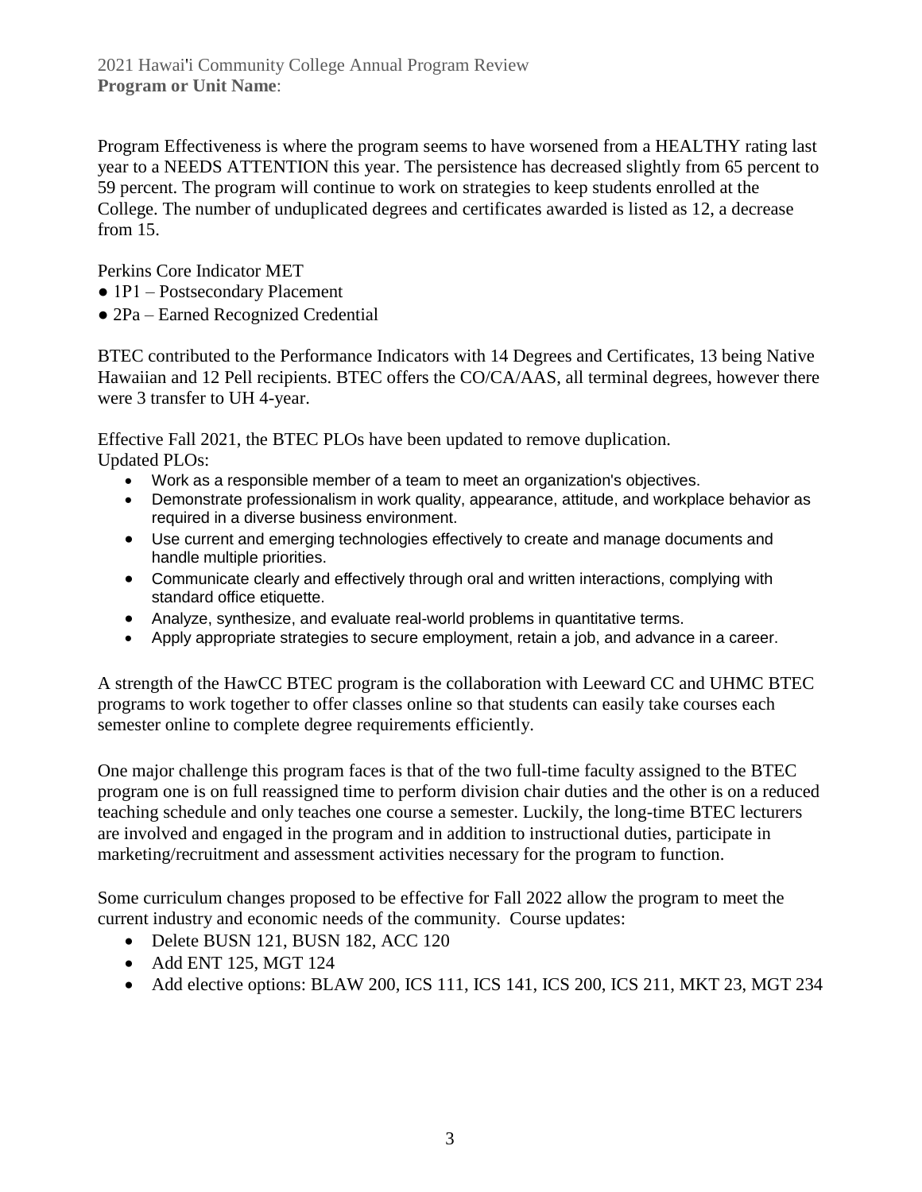Program Effectiveness is where the program seems to have worsened from a HEALTHY rating last year to a NEEDS ATTENTION this year. The persistence has decreased slightly from 65 percent to 59 percent. The program will continue to work on strategies to keep students enrolled at the College. The number of unduplicated degrees and certificates awarded is listed as 12, a decrease from 15.

Perkins Core Indicator MET

- 1P1 – Postsecondary Placement
- 2Pa – Earned Recognized Credential

BTEC contributed to the Performance Indicators with 14 Degrees and Certificates, 13 being Native Hawaiian and 12 Pell recipients. BTEC offers the CO/CA/AAS, all terminal degrees, however there were 3 transfer to UH 4-year.

Effective Fall 2021, the BTEC PLOs have been updated to remove duplication.
Updated PLOs:

- Work as a responsible member of a team to meet an organization's objectives.
- Demonstrate professionalism in work quality, appearance, attitude, and workplace behavior as required in a diverse business environment.
- Use current and emerging technologies effectively to create and manage documents and handle multiple priorities.
- Communicate clearly and effectively through oral and written interactions, complying with standard office etiquette.
- Analyze, synthesize, and evaluate real-world problems in quantitative terms.
- Apply appropriate strategies to secure employment, retain a job, and advance in a career.

A strength of the HawCC BTEC program is the collaboration with Leeward CC and UHMC BTEC programs to work together to offer classes online so that students can easily take courses each semester online to complete degree requirements efficiently.

One major challenge this program faces is that of the two full-time faculty assigned to the BTEC program one is on full reassigned time to perform division chair duties and the other is on a reduced teaching schedule and only teaches one course a semester. Luckily, the long-time BTEC lecturers are involved and engaged in the program and in addition to instructional duties, participate in marketing/recruitment and assessment activities necessary for the program to function.

Some curriculum changes proposed to be effective for Fall 2022 allow the program to meet the current industry and economic needs of the community. Course updates:

- Delete BUSN 121, BUSN 182, ACC 120
- Add ENT 125, MGT 124
- Add elective options: BLAW 200, ICS 111, ICS 141, ICS 200, ICS 211, MKT 23, MGT 234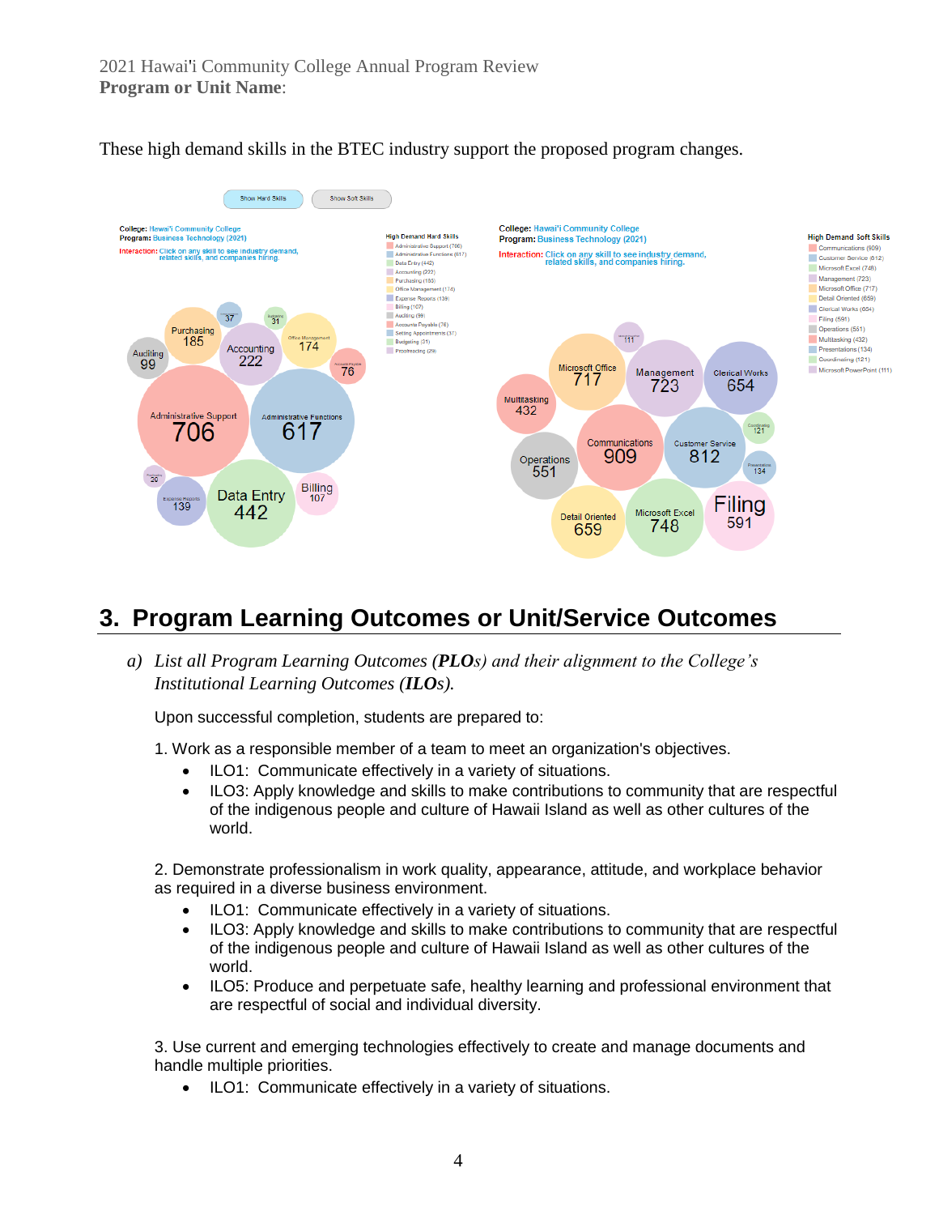These high demand skills in the BTEC industry support the proposed program changes.

Show Hard Skills | Show Soft Skills

**College:** Hawai'i Community College
**Program:** Business Technology (2021)
**Interaction:** Click on any skill to see industry demand, related skills, and companies hiring.

**High Demand Hard Skills**

- Administrative Support (706)
- Administrative Functions (617)
- Data Entry (442)
- Accounting (222)
- Purchasing (185)
- Office Management (174)
- Expense Reports (139)
- Billing (107)
- Auditing (99)
- Accounts Payable (76)
- Setting Appointments (37)
- Budgeting (31)
- Proofreading (20)

**College:** Hawai'i Community College
**Program:** Business Technology (2021)
**Interaction:** Click on any skill to see industry demand, related skills, and companies hiring.

**High Demand Soft Skills**

- Communications (909)
- Customer Service (812)
- Microsoft Excel (748)
- Management (723)
- Microsoft Office (717)
- Detail Oriented (659)
- Clerical Works (654)
- Filing (591)
- Operations (551)
- Multitasking (432)
- Presentations (134)
- Coordinating (121)
- Microsoft PowerPoint (111)

## 3. Program Learning Outcomes or Unit/Service Outcomes

a) *List all Program Learning Outcomes (**PLOs**) and their alignment to the College's Institutional Learning Outcomes (**ILOs**).*

Upon successful completion, students are prepared to:

1. Work as a responsible member of a team to meet an organization's objectives.
   - ILO1: Communicate effectively in a variety of situations.
   - ILO3: Apply knowledge and skills to make contributions to community that are respectful of the indigenous people and culture of Hawaii Island as well as other cultures of the world.

2. Demonstrate professionalism in work quality, appearance, attitude, and workplace behavior as required in a diverse business environment.
   - ILO1: Communicate effectively in a variety of situations.
   - ILO3: Apply knowledge and skills to make contributions to community that are respectful of the indigenous people and culture of Hawaii Island as well as other cultures of the world.
   - ILO5: Produce and perpetuate safe, healthy learning and professional environment that are respectful of social and individual diversity.

3. Use current and emerging technologies effectively to create and manage documents and handle multiple priorities.
   - ILO1: Communicate effectively in a variety of situations.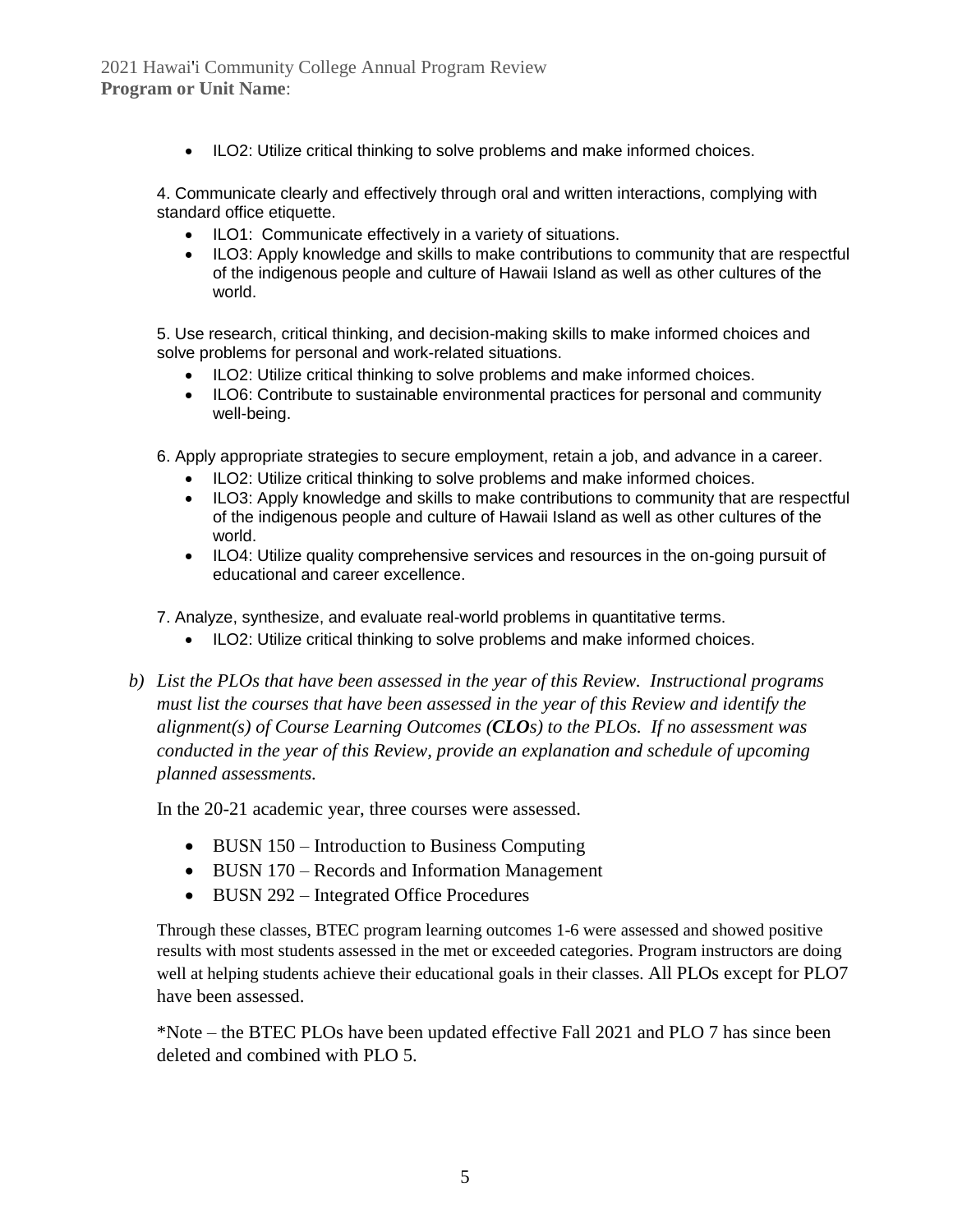- ILO2: Utilize critical thinking to solve problems and make informed choices.

4. Communicate clearly and effectively through oral and written interactions, complying with standard office etiquette.
   - ILO1: Communicate effectively in a variety of situations.
   - ILO3: Apply knowledge and skills to make contributions to community that are respectful of the indigenous people and culture of Hawaii Island as well as other cultures of the world.

5. Use research, critical thinking, and decision-making skills to make informed choices and solve problems for personal and work-related situations.
   - ILO2: Utilize critical thinking to solve problems and make informed choices.
   - ILO6: Contribute to sustainable environmental practices for personal and community well-being.

6. Apply appropriate strategies to secure employment, retain a job, and advance in a career.
   - ILO2: Utilize critical thinking to solve problems and make informed choices.
   - ILO3: Apply knowledge and skills to make contributions to community that are respectful of the indigenous people and culture of Hawaii Island as well as other cultures of the world.
   - ILO4: Utilize quality comprehensive services and resources in the on-going pursuit of educational and career excellence.

7. Analyze, synthesize, and evaluate real-world problems in quantitative terms.
   - ILO2: Utilize critical thinking to solve problems and make informed choices.

b) *List the PLOs that have been assessed in the year of this Review. Instructional programs must list the courses that have been assessed in the year of this Review and identify the alignment(s) of Course Learning Outcomes (**CLOs**) to the PLOs. If no assessment was conducted in the year of this Review, provide an explanation and schedule of upcoming planned assessments.*

In the 20-21 academic year, three courses were assessed.

- BUSN 150 – Introduction to Business Computing
- BUSN 170 – Records and Information Management
- BUSN 292 – Integrated Office Procedures

Through these classes, BTEC program learning outcomes 1-6 were assessed and showed positive results with most students assessed in the met or exceeded categories. Program instructors are doing well at helping students achieve their educational goals in their classes. All PLOs except for PLO7 have been assessed.

*Note – the BTEC PLOs have been updated effective Fall 2021 and PLO 7 has since been deleted and combined with PLO 5.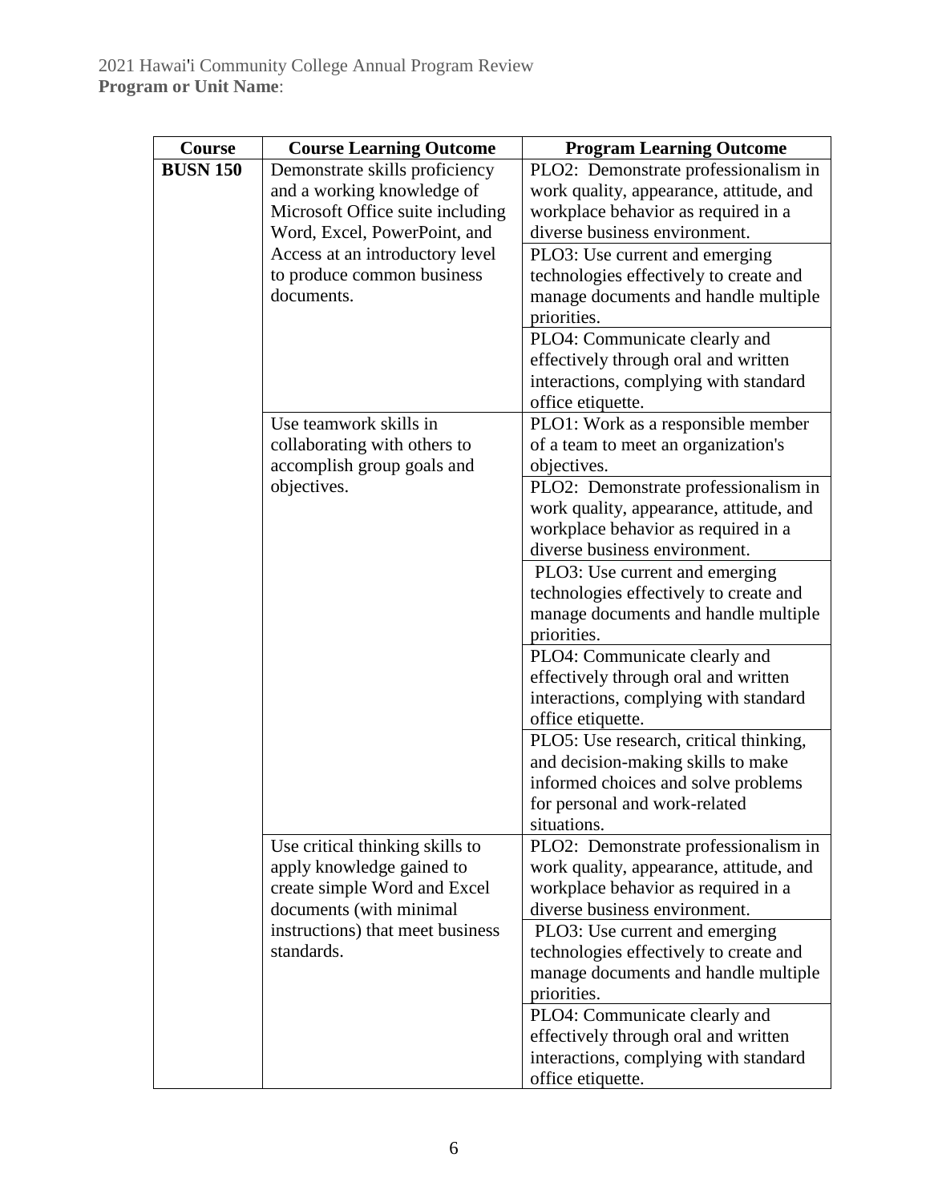| Course | Course Learning Outcome | Program Learning Outcome |
|---|---|---|
| **BUSN 150** | Demonstrate skills proficiency and a working knowledge of Microsoft Office suite including Word, Excel, PowerPoint, and Access at an introductory level to produce common business documents. | PLO2: Demonstrate professionalism in work quality, appearance, attitude, and workplace behavior as required in a diverse business environment. |
| | | PLO3: Use current and emerging technologies effectively to create and manage documents and handle multiple priorities. |
| | | PLO4: Communicate clearly and effectively through oral and written interactions, complying with standard office etiquette. |
| | Use teamwork skills in collaborating with others to accomplish group goals and objectives. | PLO1: Work as a responsible member of a team to meet an organization's objectives. |
| | | PLO2: Demonstrate professionalism in work quality, appearance, attitude, and workplace behavior as required in a diverse business environment. |
| | | PLO3: Use current and emerging technologies effectively to create and manage documents and handle multiple priorities. |
| | | PLO4: Communicate clearly and effectively through oral and written interactions, complying with standard office etiquette. |
| | | PLO5: Use research, critical thinking, and decision-making skills to make informed choices and solve problems for personal and work-related situations. |
| | Use critical thinking skills to apply knowledge gained to create simple Word and Excel documents (with minimal instructions) that meet business standards. | PLO2: Demonstrate professionalism in work quality, appearance, attitude, and workplace behavior as required in a diverse business environment. |
| | | PLO3: Use current and emerging technologies effectively to create and manage documents and handle multiple priorities. |
| | | PLO4: Communicate clearly and effectively through oral and written interactions, complying with standard office etiquette. |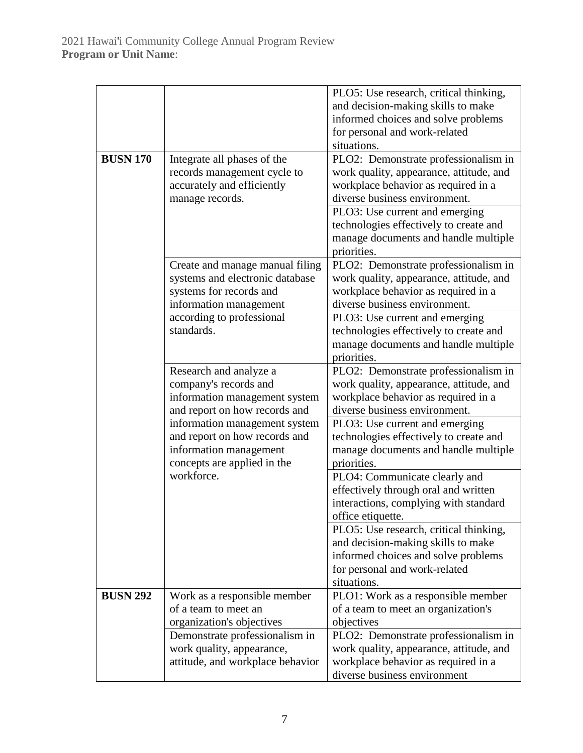| | | |
|---|---|---|
| | | PLO5: Use research, critical thinking, and decision-making skills to make informed choices and solve problems for personal and work-related situations. |
| **BUSN 170** | Integrate all phases of the records management cycle to accurately and efficiently manage records. | PLO2: Demonstrate professionalism in work quality, appearance, attitude, and workplace behavior as required in a diverse business environment. |
| | | PLO3: Use current and emerging technologies effectively to create and manage documents and handle multiple priorities. |
| | Create and manage manual filing systems and electronic database systems for records and information management according to professional standards. | PLO2: Demonstrate professionalism in work quality, appearance, attitude, and workplace behavior as required in a diverse business environment. |
| | | PLO3: Use current and emerging technologies effectively to create and manage documents and handle multiple priorities. |
| | Research and analyze a company's records and information management system and report on how records and information management system and report on how records and information management concepts are applied in the workforce. | PLO2: Demonstrate professionalism in work quality, appearance, attitude, and workplace behavior as required in a diverse business environment. |
| | | PLO3: Use current and emerging technologies effectively to create and manage documents and handle multiple priorities. |
| | | PLO4: Communicate clearly and effectively through oral and written interactions, complying with standard office etiquette. |
| | | PLO5: Use research, critical thinking, and decision-making skills to make informed choices and solve problems for personal and work-related situations. |
| **BUSN 292** | Work as a responsible member of a team to meet an organization's objectives | PLO1: Work as a responsible member of a team to meet an organization's objectives |
| | Demonstrate professionalism in work quality, appearance, attitude, and workplace behavior | PLO2: Demonstrate professionalism in work quality, appearance, attitude, and workplace behavior as required in a diverse business environment |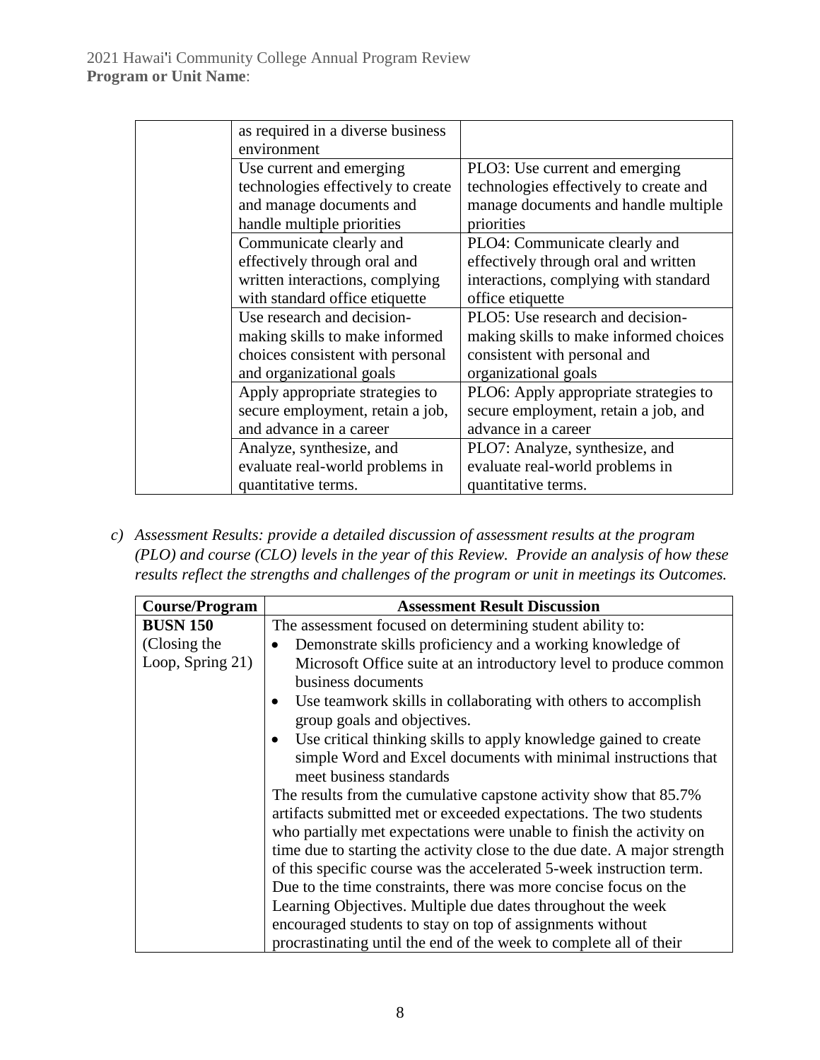| | | |
|---|---|---|
| | as required in a diverse business environment | |
| | Use current and emerging technologies effectively to create and manage documents and handle multiple priorities | PLO3: Use current and emerging technologies effectively to create and manage documents and handle multiple priorities |
| | Communicate clearly and effectively through oral and written interactions, complying with standard office etiquette | PLO4: Communicate clearly and effectively through oral and written interactions, complying with standard office etiquette |
| | Use research and decision-making skills to make informed choices consistent with personal and organizational goals | PLO5: Use research and decision-making skills to make informed choices consistent with personal and organizational goals |
| | Apply appropriate strategies to secure employment, retain a job, and advance in a career | PLO6: Apply appropriate strategies to secure employment, retain a job, and advance in a career |
| | Analyze, synthesize, and evaluate real-world problems in quantitative terms. | PLO7: Analyze, synthesize, and evaluate real-world problems in quantitative terms. |

c) *Assessment Results: provide a detailed discussion of assessment results at the program (PLO) and course (CLO) levels in the year of this Review. Provide an analysis of how these results reflect the strengths and challenges of the program or unit in meetings its Outcomes.*

| Course/Program | Assessment Result Discussion |
|---|---|
| **BUSN 150** (Closing the Loop, Spring 21) | The assessment focused on determining student ability to:<br>• Demonstrate skills proficiency and a working knowledge of Microsoft Office suite at an introductory level to produce common business documents<br>• Use teamwork skills in collaborating with others to accomplish group goals and objectives.<br>• Use critical thinking skills to apply knowledge gained to create simple Word and Excel documents with minimal instructions that meet business standards<br>The results from the cumulative capstone activity show that 85.7% artifacts submitted met or exceeded expectations. The two students who partially met expectations were unable to finish the activity on time due to starting the activity close to the due date. A major strength of this specific course was the accelerated 5-week instruction term. Due to the time constraints, there was more concise focus on the Learning Objectives. Multiple due dates throughout the week encouraged students to stay on top of assignments without procrastinating until the end of the week to complete all of their |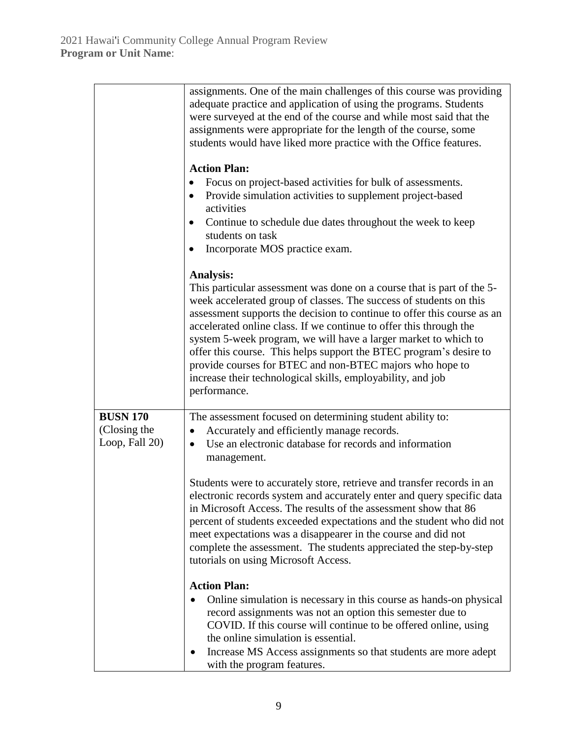| | |
|---|---|
| | assignments. One of the main challenges of this course was providing adequate practice and application of using the programs. Students were surveyed at the end of the course and while most said that the assignments were appropriate for the length of the course, some students would have liked more practice with the Office features.<br><br>**Action Plan:**<br>• Focus on project-based activities for bulk of assessments.<br>• Provide simulation activities to supplement project-based activities<br>• Continue to schedule due dates throughout the week to keep students on task<br>• Incorporate MOS practice exam.<br><br>**Analysis:**<br>This particular assessment was done on a course that is part of the 5-week accelerated group of classes. The success of students on this assessment supports the decision to continue to offer this course as an accelerated online class. If we continue to offer this through the system 5-week program, we will have a larger market to which to offer this course. This helps support the BTEC program's desire to provide courses for BTEC and non-BTEC majors who hope to increase their technological skills, employability, and job performance. |
| **BUSN 170** (Closing the Loop, Fall 20) | The assessment focused on determining student ability to:<br>• Accurately and efficiently manage records.<br>• Use an electronic database for records and information management.<br><br>Students were to accurately store, retrieve and transfer records in an electronic records system and accurately enter and query specific data in Microsoft Access. The results of the assessment show that 86 percent of students exceeded expectations and the student who did not meet expectations was a disappearer in the course and did not complete the assessment. The students appreciated the step-by-step tutorials on using Microsoft Access.<br><br>**Action Plan:**<br>• Online simulation is necessary in this course as hands-on physical record assignments was not an option this semester due to COVID. If this course will continue to be offered online, using the online simulation is essential.<br>• Increase MS Access assignments so that students are more adept with the program features. |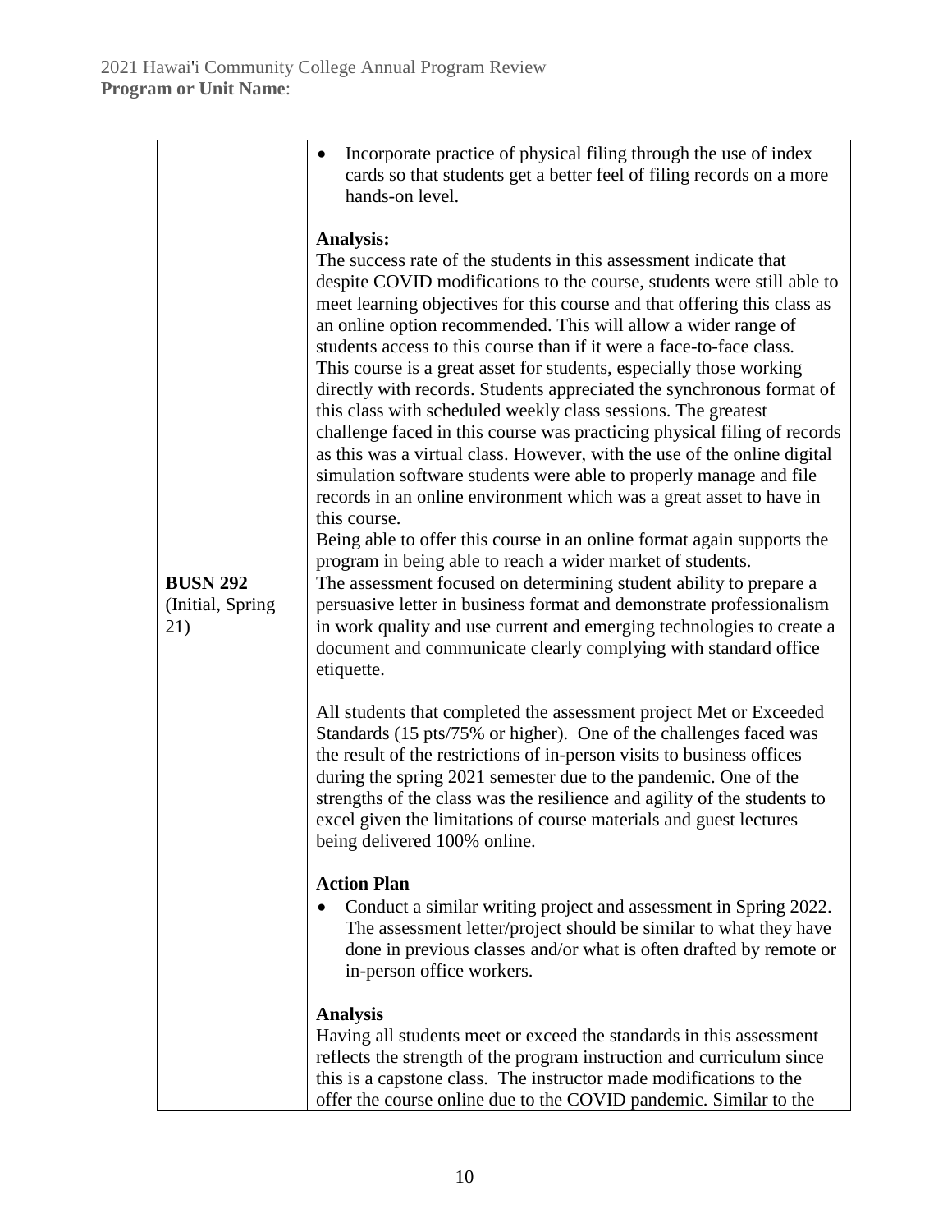| | |
|---|---|
| | • Incorporate practice of physical filing through the use of index cards so that students get a better feel of filing records on a more hands-on level.<br><br>**Analysis:**<br>The success rate of the students in this assessment indicate that despite COVID modifications to the course, students were still able to meet learning objectives for this course and that offering this class as an online option recommended. This will allow a wider range of students access to this course than if it were a face-to-face class. This course is a great asset for students, especially those working directly with records. Students appreciated the synchronous format of this class with scheduled weekly class sessions. The greatest challenge faced in this course was practicing physical filing of records as this was a virtual class. However, with the use of the online digital simulation software students were able to properly manage and file records in an online environment which was a great asset to have in this course.<br>Being able to offer this course in an online format again supports the program in being able to reach a wider market of students. |
| **BUSN 292** (Initial, Spring 21) | The assessment focused on determining student ability to prepare a persuasive letter in business format and demonstrate professionalism in work quality and use current and emerging technologies to create a document and communicate clearly complying with standard office etiquette.<br><br>All students that completed the assessment project Met or Exceeded Standards (15 pts/75% or higher). One of the challenges faced was the result of the restrictions of in-person visits to business offices during the spring 2021 semester due to the pandemic. One of the strengths of the class was the resilience and agility of the students to excel given the limitations of course materials and guest lectures being delivered 100% online.<br><br>**Action Plan**<br>• Conduct a similar writing project and assessment in Spring 2022. The assessment letter/project should be similar to what they have done in previous classes and/or what is often drafted by remote or in-person office workers.<br><br>**Analysis**<br>Having all students meet or exceed the standards in this assessment reflects the strength of the program instruction and curriculum since this is a capstone class. The instructor made modifications to the offer the course online due to the COVID pandemic. Similar to the |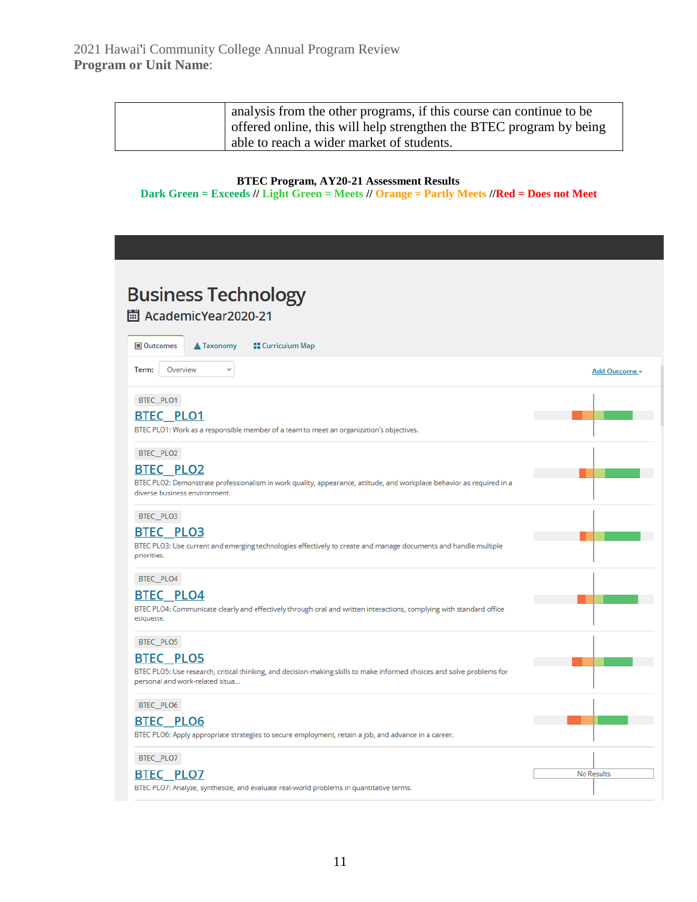| | analysis from the other programs, if this course can continue to be offered online, this will help strengthen the BTEC program by being able to reach a wider market of students. |
|---|---|

**BTEC Program, AY20-21 Assessment Results**

**Dark Green = Exceeds // Light Green = Meets // Orange = Partly Meets //Red = Does not Meet**

# Business Technology

AcademicYear2020-21

Outcomes | Taxonomy | Curriculum Map

Term: Overview

Add Outcome

BTEC_PLO1

**BTEC_PLO1**

BTEC PLO1: Work as a responsible member of a team to meet an organization's objectives.

BTEC_PLO2

**BTEC_PLO2**

BTEC PLO2: Demonstrate professionalism in work quality, appearance, attitude, and workplace behavior as required in a diverse business environment.

BTEC_PLO3

**BTEC_PLO3**

BTEC PLO3: Use current and emerging technologies effectively to create and manage documents and handle multiple priorities.

BTEC_PLO4

**BTEC_PLO4**

BTEC PLO4: Communicate clearly and effectively through oral and written interactions, complying with standard office etiquette.

BTEC_PLO5

**BTEC_PLO5**

BTEC PLO5: Use research, critical thinking, and decision-making skills to make informed choices and solve problems for personal and work-related situa...

BTEC_PLO6

**BTEC_PLO6**

BTEC PLO6: Apply appropriate strategies to secure employment, retain a job, and advance in a career.

BTEC_PLO7

**BTEC_PLO7**

BTEC PLO7: Analyze, synthesize, and evaluate real-world problems in quantitative terms.

No Results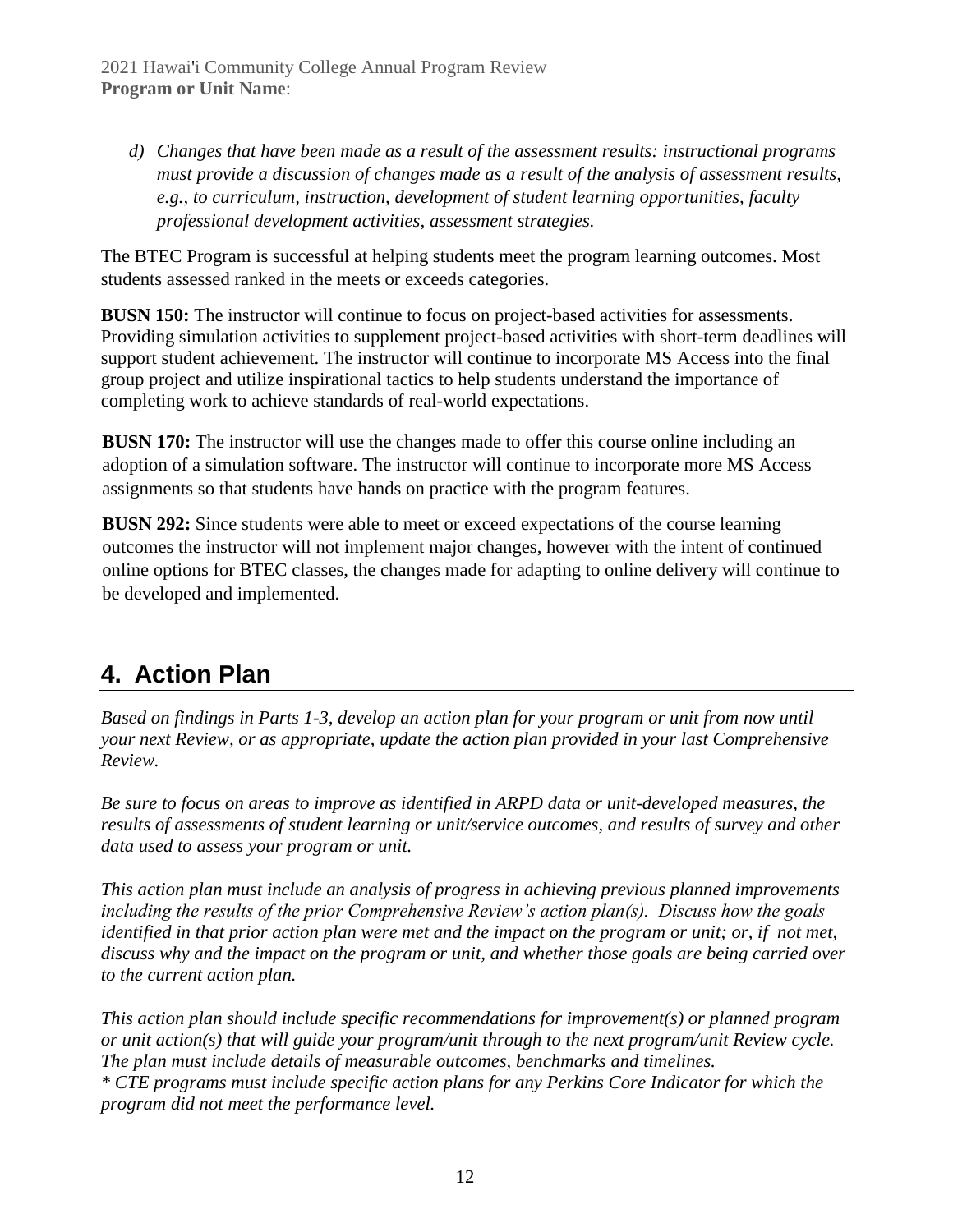*d) Changes that have been made as a result of the assessment results: instructional programs must provide a discussion of changes made as a result of the analysis of assessment results, e.g., to curriculum, instruction, development of student learning opportunities, faculty professional development activities, assessment strategies.*

The BTEC Program is successful at helping students meet the program learning outcomes. Most students assessed ranked in the meets or exceeds categories.

**BUSN 150:** The instructor will continue to focus on project-based activities for assessments. Providing simulation activities to supplement project-based activities with short-term deadlines will support student achievement. The instructor will continue to incorporate MS Access into the final group project and utilize inspirational tactics to help students understand the importance of completing work to achieve standards of real-world expectations.

**BUSN 170:** The instructor will use the changes made to offer this course online including an adoption of a simulation software. The instructor will continue to incorporate more MS Access assignments so that students have hands on practice with the program features.

**BUSN 292:** Since students were able to meet or exceed expectations of the course learning outcomes the instructor will not implement major changes, however with the intent of continued online options for BTEC classes, the changes made for adapting to online delivery will continue to be developed and implemented.

## 4. Action Plan

*Based on findings in Parts 1-3, develop an action plan for your program or unit from now until your next Review, or as appropriate, update the action plan provided in your last Comprehensive Review.*

*Be sure to focus on areas to improve as identified in ARPD data or unit-developed measures, the results of assessments of student learning or unit/service outcomes, and results of survey and other data used to assess your program or unit.*

*This action plan must include an analysis of progress in achieving previous planned improvements including the results of the prior Comprehensive Review's action plan(s). Discuss how the goals identified in that prior action plan were met and the impact on the program or unit; or, if not met, discuss why and the impact on the program or unit, and whether those goals are being carried over to the current action plan.*

*This action plan should include specific recommendations for improvement(s) or planned program or unit action(s) that will guide your program/unit through to the next program/unit Review cycle. The plan must include details of measurable outcomes, benchmarks and timelines.*
*\* CTE programs must include specific action plans for any Perkins Core Indicator for which the program did not meet the performance level.*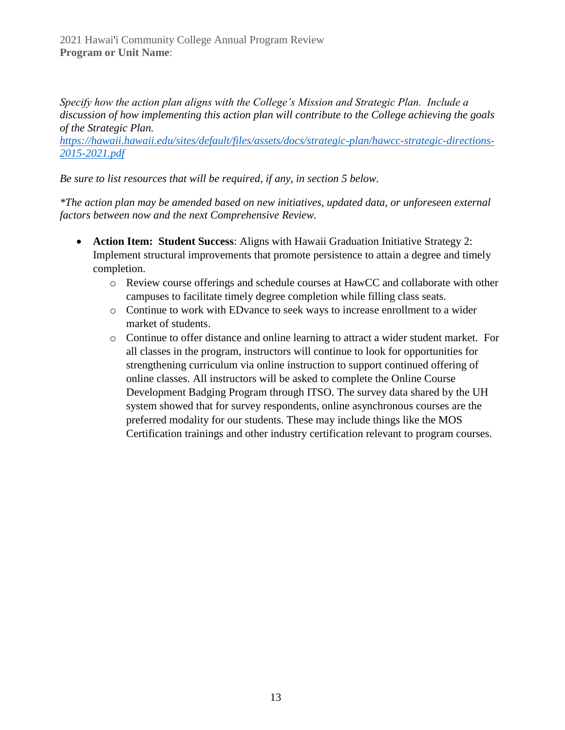*Specify how the action plan aligns with the College's Mission and Strategic Plan. Include a discussion of how implementing this action plan will contribute to the College achieving the goals of the Strategic Plan.*
*[https://hawaii.hawaii.edu/sites/default/files/assets/docs/strategic-plan/hawcc-strategic-directions-2015-2021.pdf](https://hawaii.hawaii.edu/sites/default/files/assets/docs/strategic-plan/hawcc-strategic-directions-2015-2021.pdf)*

*Be sure to list resources that will be required, if any, in section 5 below.*

**The action plan may be amended based on new initiatives, updated data, or unforeseen external factors between now and the next Comprehensive Review.*

- **Action Item: Student Success**: Aligns with Hawaii Graduation Initiative Strategy 2: Implement structural improvements that promote persistence to attain a degree and timely completion.
    - Review course offerings and schedule courses at HawCC and collaborate with other campuses to facilitate timely degree completion while filling class seats.
    - Continue to work with EDvance to seek ways to increase enrollment to a wider market of students.
    - Continue to offer distance and online learning to attract a wider student market. For all classes in the program, instructors will continue to look for opportunities for strengthening curriculum via online instruction to support continued offering of online classes. All instructors will be asked to complete the Online Course Development Badging Program through ITSO. The survey data shared by the UH system showed that for survey respondents, online asynchronous courses are the preferred modality for our students. These may include things like the MOS Certification trainings and other industry certification relevant to program courses.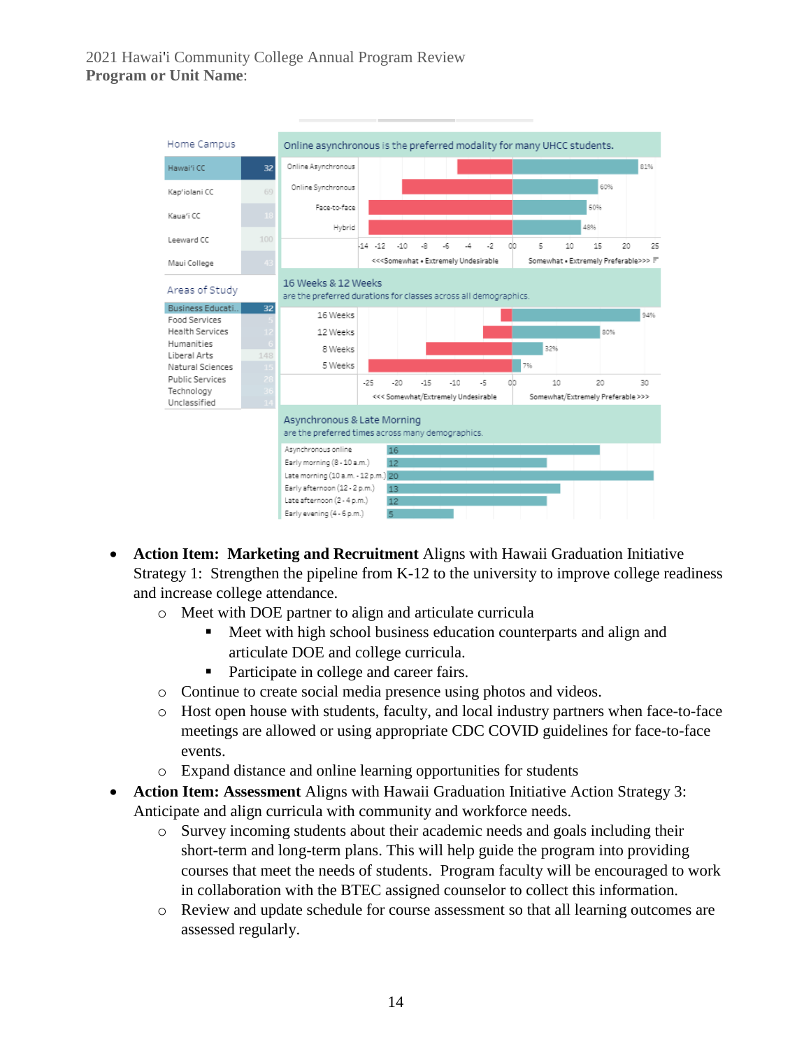- **Action Item: Marketing and Recruitment** Aligns with Hawaii Graduation Initiative Strategy 1: Strengthen the pipeline from K-12 to the university to improve college readiness and increase college attendance.
  - Meet with DOE partner to align and articulate curricula
    - Meet with high school business education counterparts and align and articulate DOE and college curricula.
    - Participate in college and career fairs.
  - Continue to create social media presence using photos and videos.
  - Host open house with students, faculty, and local industry partners when face-to-face meetings are allowed or using appropriate CDC COVID guidelines for face-to-face events.
  - Expand distance and online learning opportunities for students
- **Action Item: Assessment** Aligns with Hawaii Graduation Initiative Action Strategy 3: Anticipate and align curricula with community and workforce needs.
  - Survey incoming students about their academic needs and goals including their short-term and long-term plans. This will help guide the program into providing courses that meet the needs of students. Program faculty will be encouraged to work in collaboration with the BTEC assigned counselor to collect this information.
  - Review and update schedule for course assessment so that all learning outcomes are assessed regularly.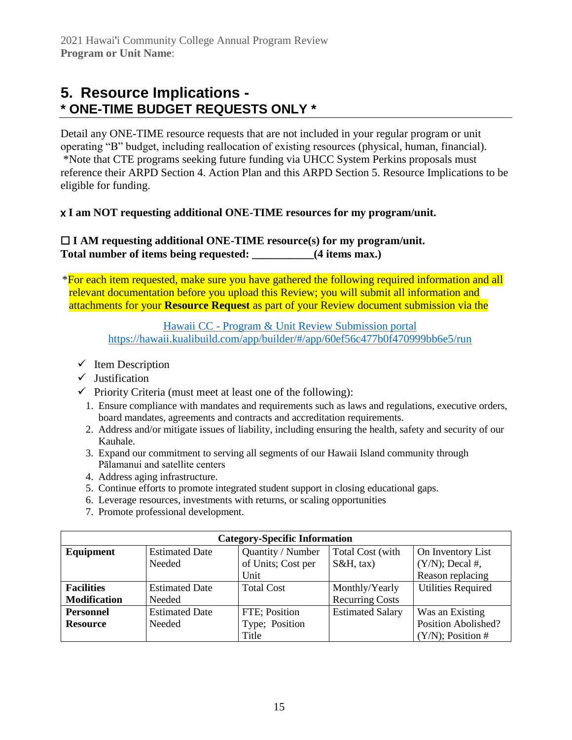# 5. Resource Implications - * ONE-TIME BUDGET REQUESTS ONLY *

Detail any ONE-TIME resource requests that are not included in your regular program or unit operating "B" budget, including reallocation of existing resources (physical, human, financial). *Note that CTE programs seeking future funding via UHCC System Perkins proposals must reference their ARPD Section 4. Action Plan and this ARPD Section 5. Resource Implications to be eligible for funding.

**x I am NOT requesting additional ONE-TIME resources for my program/unit.**

**☐ I AM requesting additional ONE-TIME resource(s) for my program/unit.**
**Total number of items being requested: ___________(4 items max.)**

*For each item requested, make sure you have gathered the following required information and all relevant documentation before you upload this Review; you will submit all information and attachments for your **Resource Request** as part of your Review document submission via the

Hawaii CC - Program & Unit Review Submission portal
https://hawaii.kualibuild.com/app/builder/#/app/60ef56c477b0f470999bb6e5/run

- ✓ Item Description
- ✓ Justification
- ✓ Priority Criteria (must meet at least one of the following):
  1. Ensure compliance with mandates and requirements such as laws and regulations, executive orders, board mandates, agreements and contracts and accreditation requirements.
  2. Address and/or mitigate issues of liability, including ensuring the health, safety and security of our Kauhale.
  3. Expand our commitment to serving all segments of our Hawaii Island community through Pālamanui and satellite centers
  4. Address aging infrastructure.
  5. Continue efforts to promote integrated student support in closing educational gaps.
  6. Leverage resources, investments with returns, or scaling opportunities
  7. Promote professional development.

| Category-Specific Information | | | | |
|---|---|---|---|---|
| **Equipment** | Estimated Date Needed | Quantity / Number of Units; Cost per Unit | Total Cost (with S&H, tax) | On Inventory List (Y/N); Decal #, Reason replacing |
| **Facilities Modification** | Estimated Date Needed | Total Cost | Monthly/Yearly Recurring Costs | Utilities Required |
| **Personnel Resource** | Estimated Date Needed | FTE; Position Type; Position Title | Estimated Salary | Was an Existing Position Abolished? (Y/N); Position # |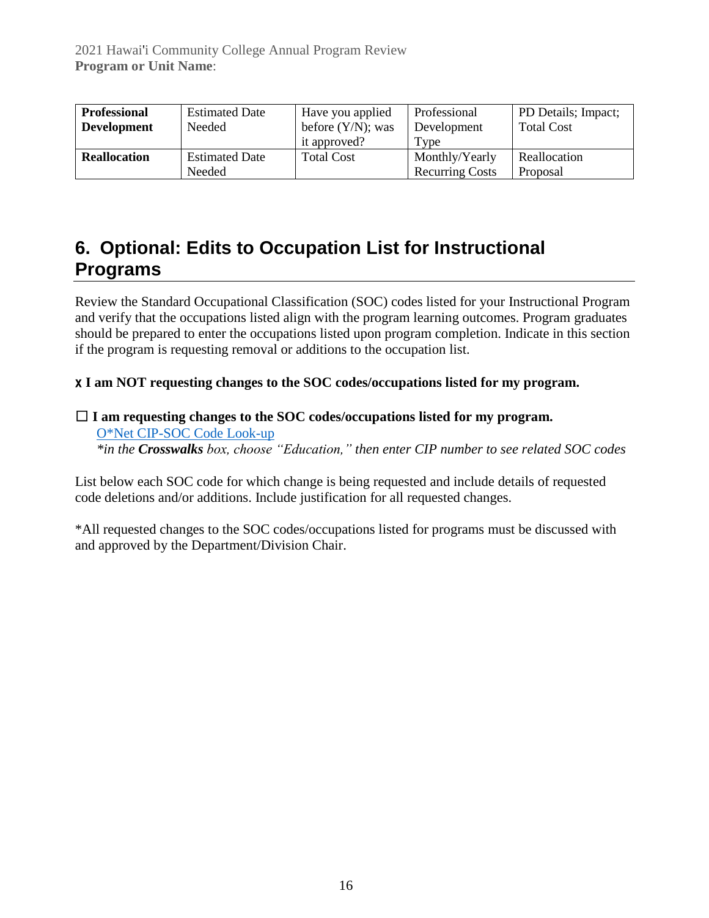| | | | | |
|---|---|---|---|---|
| **Professional Development** | Estimated Date Needed | Have you applied before (Y/N); was it approved? | Professional Development Type | PD Details; Impact; Total Cost |
| **Reallocation** | Estimated Date Needed | Total Cost | Monthly/Yearly Recurring Costs | Reallocation Proposal |

## 6. Optional: Edits to Occupation List for Instructional Programs

Review the Standard Occupational Classification (SOC) codes listed for your Instructional Program and verify that the occupations listed align with the program learning outcomes. Program graduates should be prepared to enter the occupations listed upon program completion. Indicate in this section if the program is requesting removal or additions to the occupation list.

**x I am NOT requesting changes to the SOC codes/occupations listed for my program.**

**☐ I am requesting changes to the SOC codes/occupations listed for my program.**

O*Net CIP-SOC Code Look-up

*\*in the* ***Crosswalks*** *box, choose "Education," then enter CIP number to see related SOC codes*

List below each SOC code for which change is being requested and include details of requested code deletions and/or additions. Include justification for all requested changes.

*All requested changes to the SOC codes/occupations listed for programs must be discussed with and approved by the Department/Division Chair.